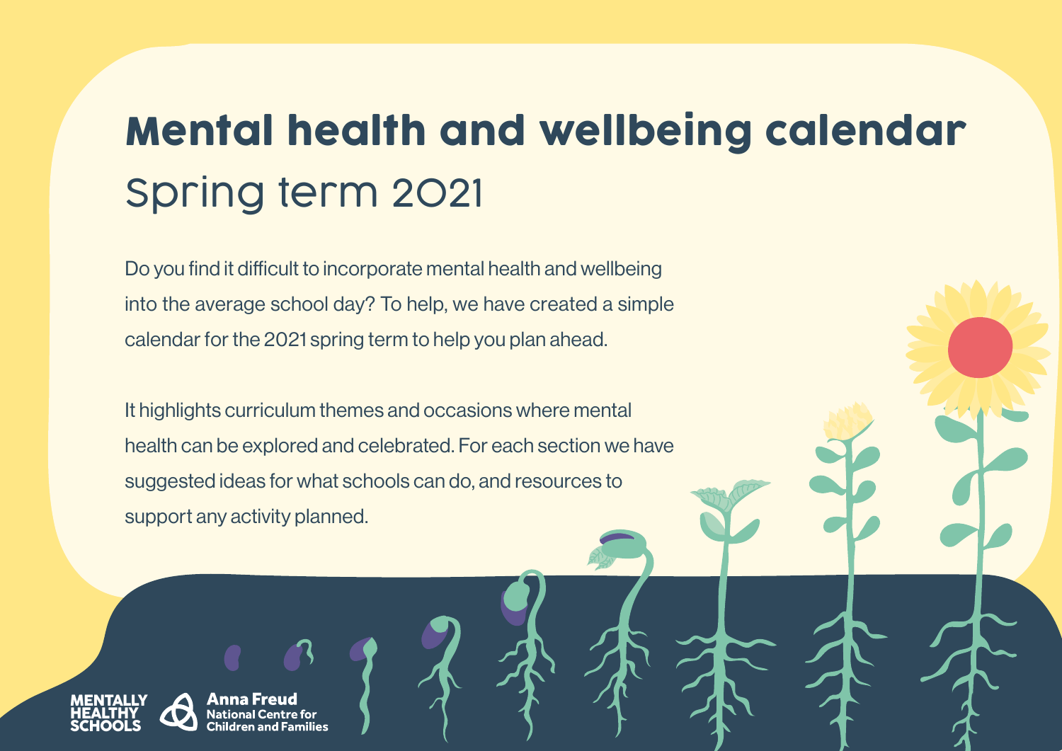# Mental health and wellbeing calendar

## Spring term 2021

Do you find it difficult to incorporate mental health and wellbeing into the average school day? To help, we have created a simple calendar for the 2021 spring term to help you plan ahead.

It highlights curriculum themes and occasions where mental health can be explored and celebrated. For each section we have suggested ideas for what schools can do, and resources to support any activity planned.

MENTALLY HEALTHY SCHOOLS

Anna Freud National Centre for Children and Families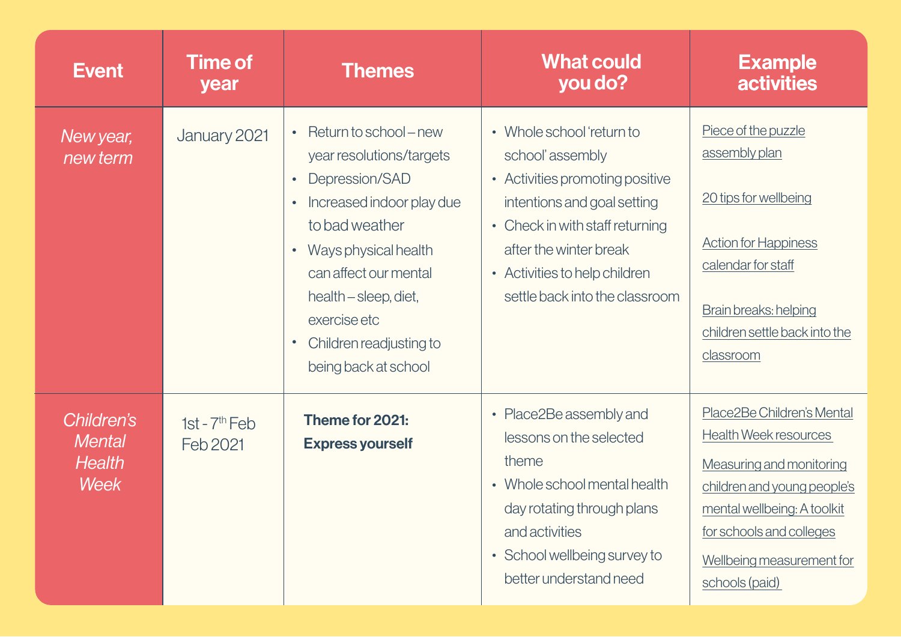| Event | Time of year | Themes | What could you do? | Example activities |
|---|---|---|---|---|
| *New year, new term* | January 2021 | • Return to school – new year resolutions/targets<br>• Depression/SAD<br>• Increased indoor play due to bad weather<br>• Ways physical health can affect our mental health – sleep, diet, exercise etc<br>• Children readjusting to being back at school | • Whole school 'return to school' assembly<br>• Activities promoting positive intentions and goal setting<br>• Check in with staff returning after the winter break<br>• Activities to help children settle back into the classroom | Piece of the puzzle assembly plan<br><br>20 tips for wellbeing<br><br>Action for Happiness calendar for staff<br><br>Brain breaks: helping children settle back into the classroom |
| *Children's Mental Health Week* | 1st - 7th Feb Feb 2021 | **Theme for 2021: Express yourself** | • Place2Be assembly and lessons on the selected theme<br>• Whole school mental health day rotating through plans and activities<br>• School wellbeing survey to better understand need | Place2Be Children's Mental Health Week resources<br><br>Measuring and monitoring children and young people's mental wellbeing: A toolkit for schools and colleges<br><br>Wellbeing measurement for schools (paid) |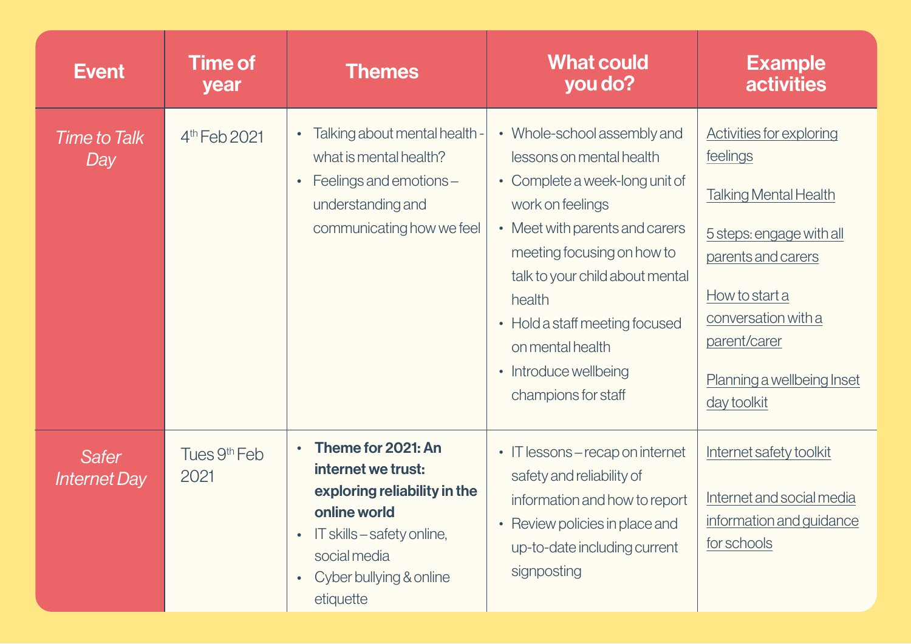| Event | Time of year | Themes | What could you do? | Example activities |
|---|---|---|---|---|
| *Time to Talk Day* | 4th Feb 2021 | • Talking about mental health - what is mental health?<br>• Feelings and emotions – understanding and communicating how we feel | • Whole-school assembly and lessons on mental health<br>• Complete a week-long unit of work on feelings<br>• Meet with parents and carers meeting focusing on how to talk to your child about mental health<br>• Hold a staff meeting focused on mental health<br>• Introduce wellbeing champions for staff | Activities for exploring feelings<br><br>Talking Mental Health<br><br>5 steps: engage with all parents and carers<br><br>How to start a conversation with a parent/carer<br><br>Planning a wellbeing Inset day toolkit |
| *Safer Internet Day* | Tues 9th Feb 2021 | • **Theme for 2021: An internet we trust: exploring reliability in the online world**<br>• IT skills – safety online, social media<br>• Cyber bullying & online etiquette | • IT lessons – recap on internet safety and reliability of information and how to report<br>• Review policies in place and up-to-date including current signposting | Internet safety toolkit<br><br>Internet and social media information and guidance for schools |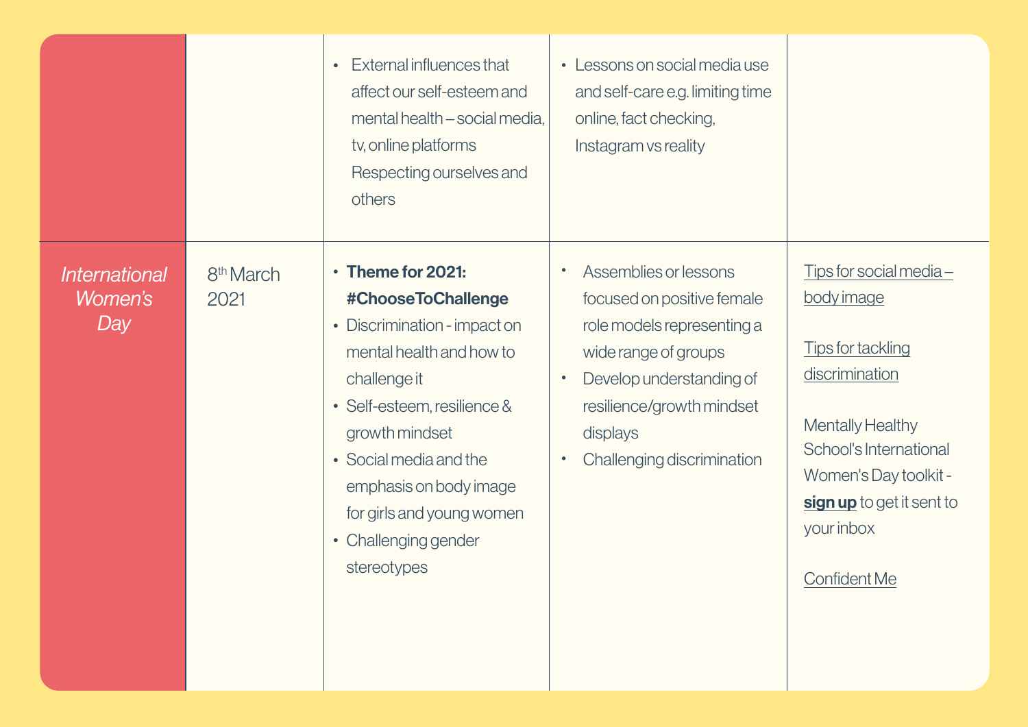| | | | | |
|---|---|---|---|---|
| | | • External influences that affect our self-esteem and mental health – social media, tv, online platforms Respecting ourselves and others | • Lessons on social media use and self-care e.g. limiting time online, fact checking, Instagram vs reality | |
| *International Women's Day* | 8th March 2021 | • **Theme for 2021: #ChooseToChallenge**<br>• Discrimination - impact on mental health and how to challenge it<br>• Self-esteem, resilience & growth mindset<br>• Social media and the emphasis on body image for girls and young women<br>• Challenging gender stereotypes | • Assemblies or lessons focused on positive female role models representing a wide range of groups<br>• Develop understanding of resilience/growth mindset displays<br>• Challenging discrimination | Tips for social media – body image<br><br>Tips for tackling discrimination<br><br>Mentally Healthy School's International Women's Day toolkit - **sign up** to get it sent to your inbox<br><br>Confident Me |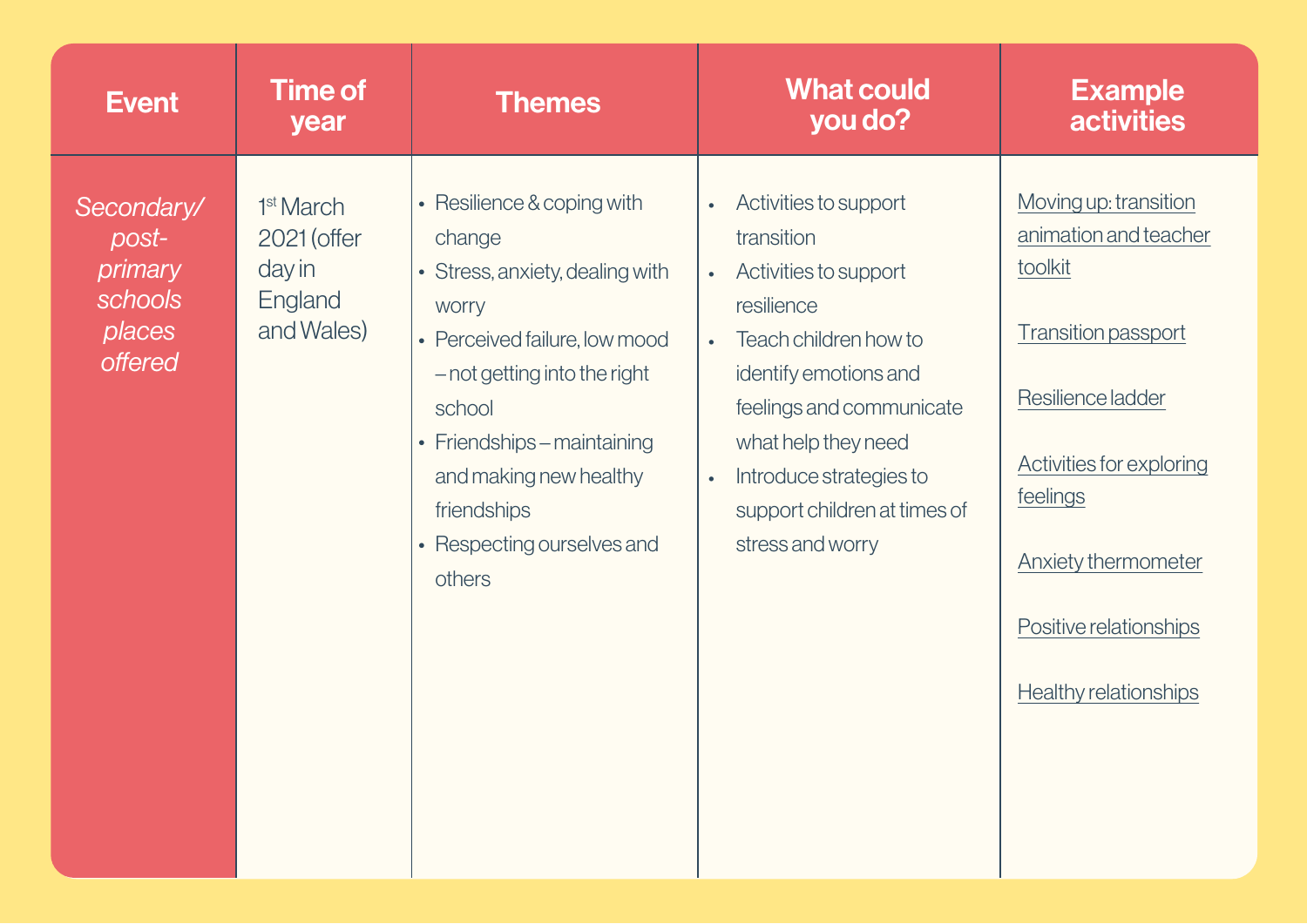| Event | Time of year | Themes | What could you do? | Example activities |
|---|---|---|---|---|
| *Secondary/ post-primary schools places offered* | 1st March 2021 (offer day in England and Wales) | • Resilience & coping with change<br>• Stress, anxiety, dealing with worry<br>• Perceived failure, low mood – not getting into the right school<br>• Friendships – maintaining and making new healthy friendships<br>• Respecting ourselves and others | • Activities to support transition<br>• Activities to support resilience<br>• Teach children how to identify emotions and feelings and communicate what help they need<br>• Introduce strategies to support children at times of stress and worry | Moving up: transition animation and teacher toolkit<br><br>Transition passport<br><br>Resilience ladder<br><br>Activities for exploring feelings<br><br>Anxiety thermometer<br><br>Positive relationships<br><br>Healthy relationships |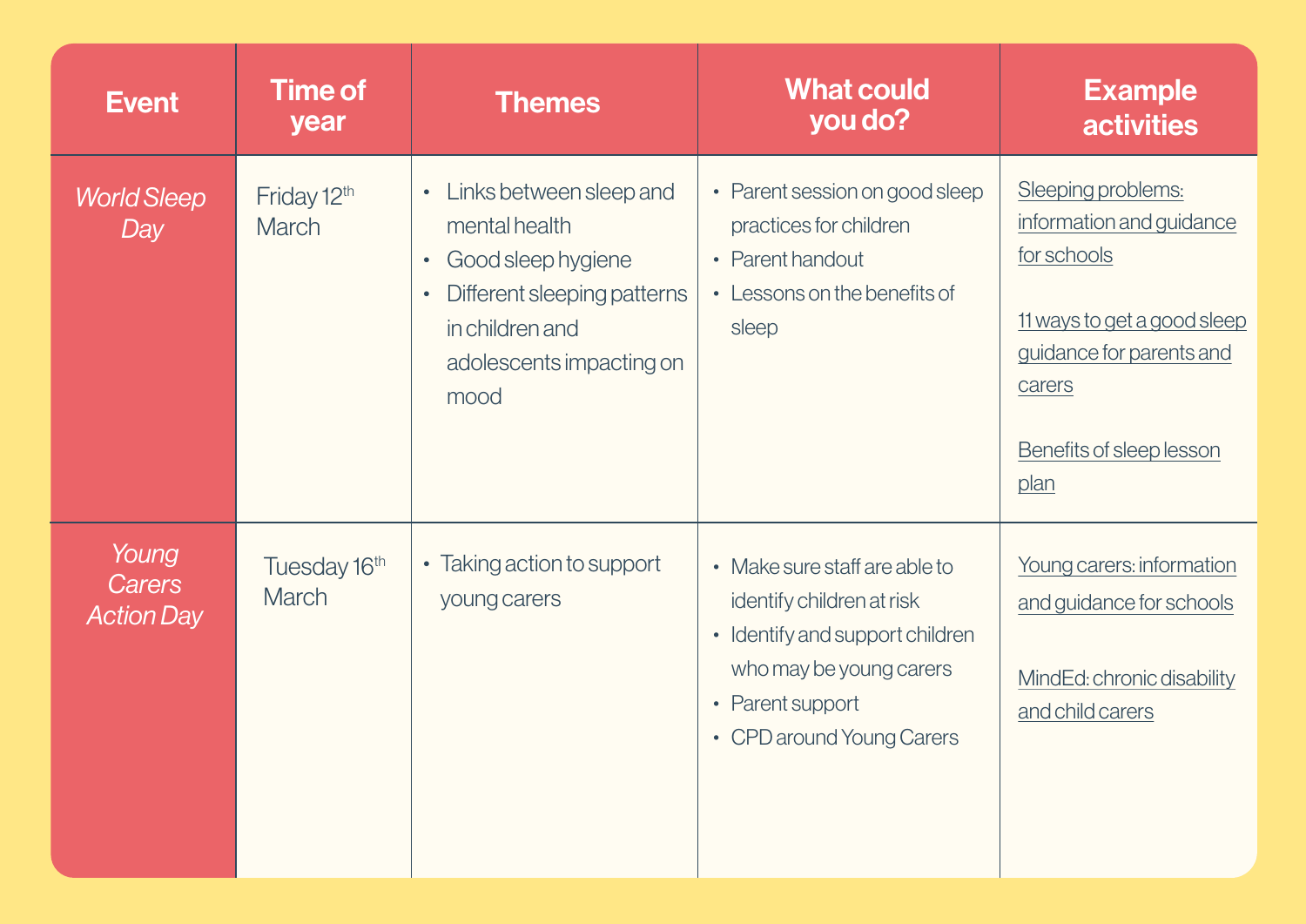| Event | Time of year | Themes | What could you do? | Example activities |
|---|---|---|---|---|
| *World Sleep Day* | Friday 12th March | • Links between sleep and mental health<br>• Good sleep hygiene<br>• Different sleeping patterns in children and adolescents impacting on mood | • Parent session on good sleep practices for children<br>• Parent handout<br>• Lessons on the benefits of sleep | Sleeping problems: information and guidance for schools<br><br>11 ways to get a good sleep guidance for parents and carers<br><br>Benefits of sleep lesson plan |
| *Young Carers Action Day* | Tuesday 16th March | • Taking action to support young carers | • Make sure staff are able to identify children at risk<br>• Identify and support children who may be young carers<br>• Parent support<br>• CPD around Young Carers | Young carers: information and guidance for schools<br><br>MindEd: chronic disability and child carers |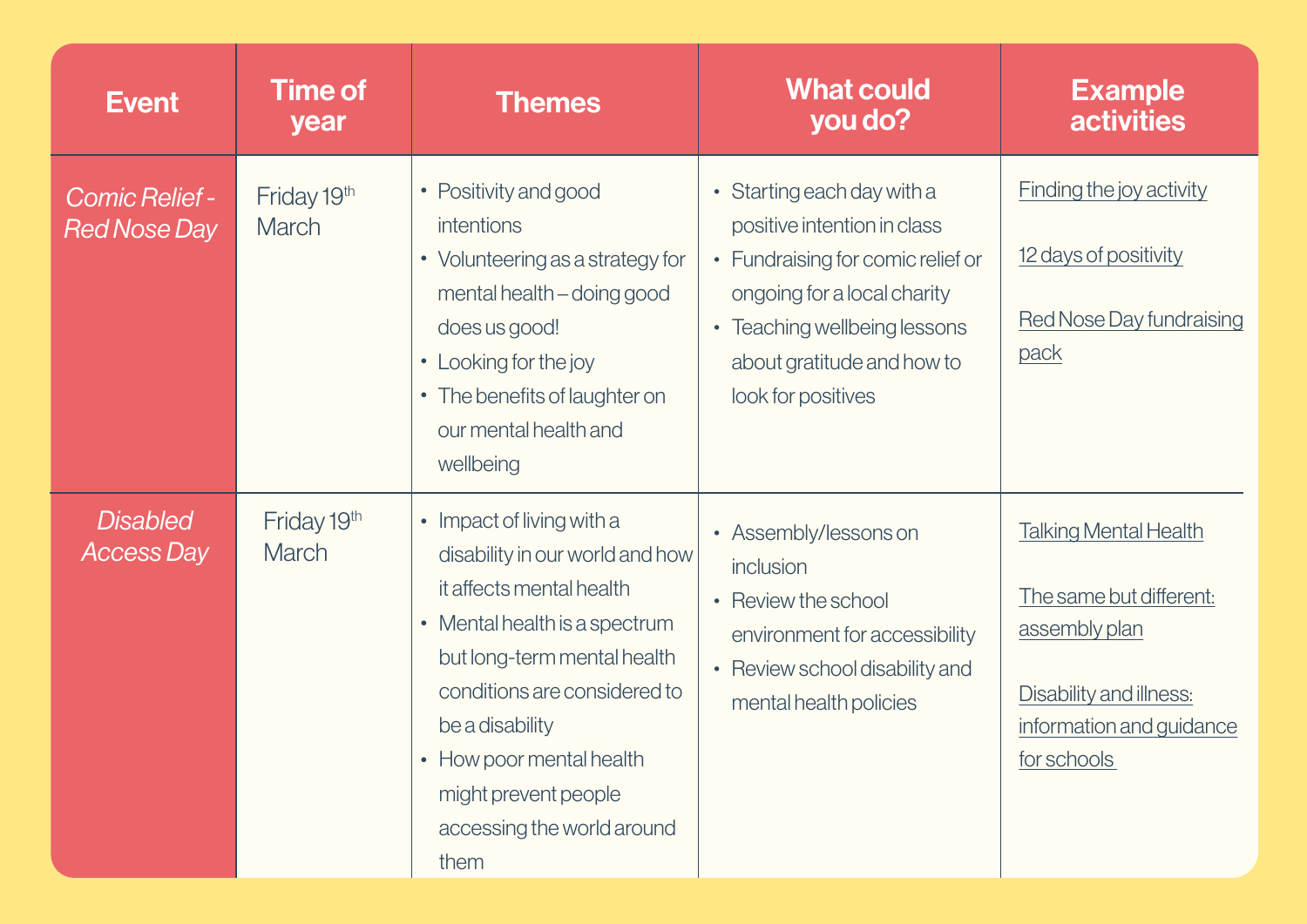| Event | Time of year | Themes | What could you do? | Example activities |
|---|---|---|---|---|
| *Comic Relief - Red Nose Day* | Friday 19th March | • Positivity and good intentions<br>• Volunteering as a strategy for mental health – doing good does us good!<br>• Looking for the joy<br>• The benefits of laughter on our mental health and wellbeing | • Starting each day with a positive intention in class<br>• Fundraising for comic relief or ongoing for a local charity<br>• Teaching wellbeing lessons about gratitude and how to look for positives | Finding the joy activity<br><br>12 days of positivity<br><br>Red Nose Day fundraising pack |
| *Disabled Access Day* | Friday 19th March | • Impact of living with a disability in our world and how it affects mental health<br>• Mental health is a spectrum but long-term mental health conditions are considered to be a disability<br>• How poor mental health might prevent people accessing the world around them | • Assembly/lessons on inclusion<br>• Review the school environment for accessibility<br>• Review school disability and mental health policies | Talking Mental Health<br><br>The same but different: assembly plan<br><br>Disability and illness: information and guidance for schools |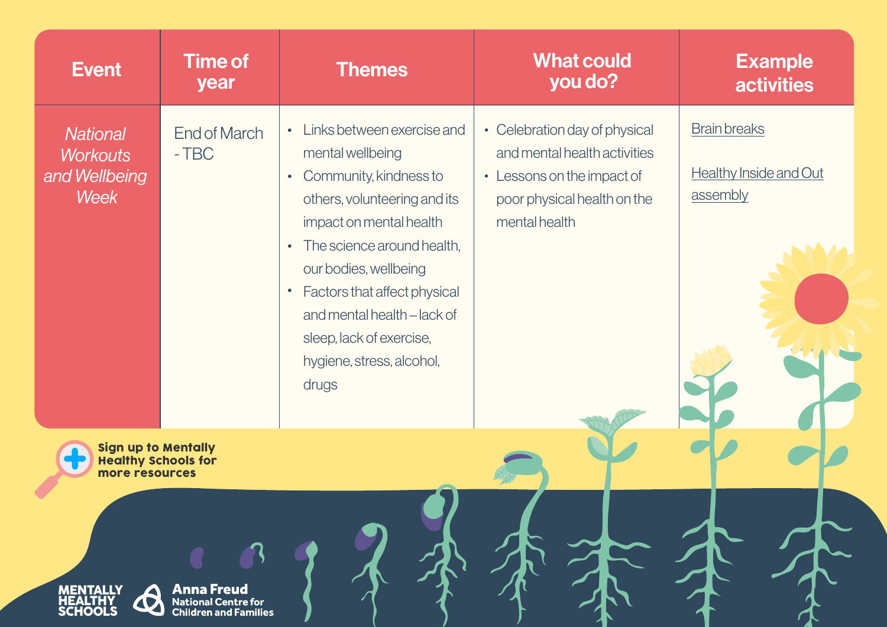| Event | Time of year | Themes | What could you do? | Example activities |
|---|---|---|---|---|
| *National Workouts and Wellbeing Week* | End of March - TBC | • Links between exercise and mental wellbeing<br>• Community, kindness to others, volunteering and its impact on mental health<br>• The science around health, our bodies, wellbeing<br>• Factors that affect physical and mental health – lack of sleep, lack of exercise, hygiene, stress, alcohol, drugs | • Celebration day of physical and mental health activities<br>• Lessons on the impact of poor physical health on the mental health | Brain breaks<br><br>Healthy Inside and Out assembly |

Sign up to Mentally Healthy Schools for more resources

MENTALLY HEALTHY SCHOOLS

Anna Freud National Centre for Children and Families